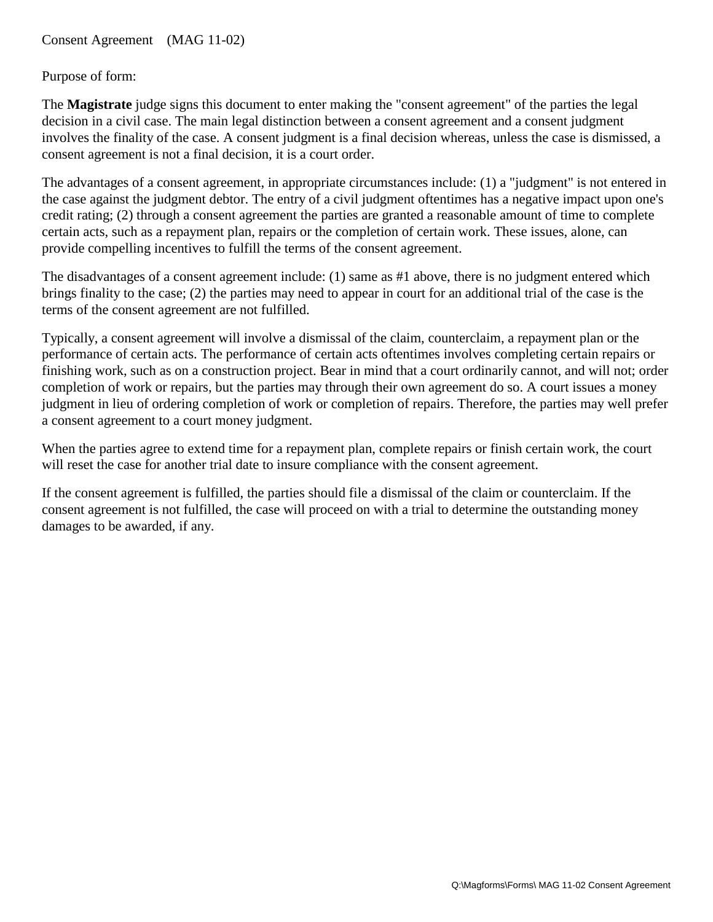Consent Agreement    (MAG 11-02)

Purpose of form:

The **Magistrate** judge signs this document to enter making the "consent agreement" of the parties the legal decision in a civil case. The main legal distinction between a consent agreement and a consent judgment involves the finality of the case. A consent judgment is a final decision whereas, unless the case is dismissed, a consent agreement is not a final decision, it is a court order.

The advantages of a consent agreement, in appropriate circumstances include: (1) a "judgment" is not entered in the case against the judgment debtor. The entry of a civil judgment oftentimes has a negative impact upon one's credit rating; (2) through a consent agreement the parties are granted a reasonable amount of time to complete certain acts, such as a repayment plan, repairs or the completion of certain work. These issues, alone, can provide compelling incentives to fulfill the terms of the consent agreement.

The disadvantages of a consent agreement include: (1) same as #1 above, there is no judgment entered which brings finality to the case; (2) the parties may need to appear in court for an additional trial of the case is the terms of the consent agreement are not fulfilled.

Typically, a consent agreement will involve a dismissal of the claim, counterclaim, a repayment plan or the performance of certain acts. The performance of certain acts oftentimes involves completing certain repairs or finishing work, such as on a construction project. Bear in mind that a court ordinarily cannot, and will not; order completion of work or repairs, but the parties may through their own agreement do so. A court issues a money judgment in lieu of ordering completion of work or completion of repairs. Therefore, the parties may well prefer a consent agreement to a court money judgment.

When the parties agree to extend time for a repayment plan, complete repairs or finish certain work, the court will reset the case for another trial date to insure compliance with the consent agreement.

If the consent agreement is fulfilled, the parties should file a dismissal of the claim or counterclaim. If the consent agreement is not fulfilled, the case will proceed on with a trial to determine the outstanding money damages to be awarded, if any.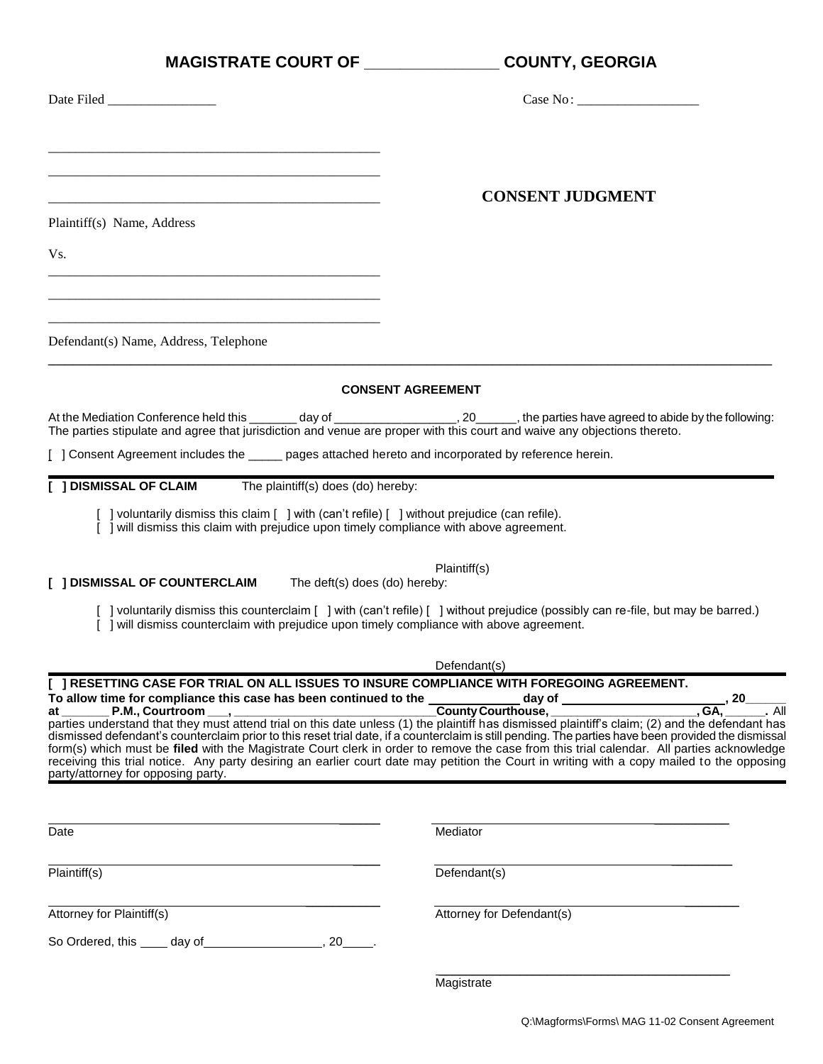# MAGISTRATE COURT OF _______________ COUNTY, GEORGIA

Date Filed ________________ Case No: __________________

_________________________________________________

_________________________________________________

_________________________________________________

Plaintiff(s) Name, Address

Vs.

_________________________________________________

_________________________________________________

_________________________________________________

Defendant(s) Name, Address, Telephone

## CONSENT JUDGMENT

### CONSENT AGREEMENT

At the Mediation Conference held this _______ day of __________________, 20______, the parties have agreed to abide by the following: The parties stipulate and agree that jurisdiction and venue are proper with this court and waive any objections thereto.

[ ] Consent Agreement includes the _____ pages attached hereto and incorporated by reference herein.

**[ ] DISMISSAL OF CLAIM** The plaintiff(s) does (do) hereby:

[ ] voluntarily dismiss this claim [ ] with (can't refile) [ ] without prejudice (can refile).
[ ] will dismiss this claim with prejudice upon timely compliance with above agreement.

Plaintiff(s)

**[ ] DISMISSAL OF COUNTERCLAIM** The deft(s) does (do) hereby:

[ ] voluntarily dismiss this counterclaim [ ] with (can't refile) [ ] without prejudice (possibly can re-file, but may be barred.)
[ ] will dismiss counterclaim with prejudice upon timely compliance with above agreement.

Defendant(s)

**[ ] RESETTING CASE FOR TRIAL ON ALL ISSUES TO INSURE COMPLIANCE WITH FOREGOING AGREEMENT.**
**To allow time for compliance this case has been continued to the _____________ day of ________________________, 20______ at _______ P.M., Courtroom ___, ______________________________County Courthouse, ______________________, GA, ______.** All parties understand that they must attend trial on this date unless (1) the plaintiff has dismissed plaintiff's claim; (2) and the defendant has dismissed defendant's counterclaim prior to this reset trial date, if a counterclaim is still pending. The parties have been provided the dismissal form(s) which must be **filed** with the Magistrate Court clerk in order to remove the case from this trial calendar. All parties acknowledge receiving this trial notice. Any party desiring an earlier court date may petition the Court in writing with a copy mailed to the opposing party/attorney for opposing party.

Date _______________________ Mediator _______________________

Plaintiff(s) _______________________ Defendant(s) _______________________

Attorney for Plaintiff(s) _______________________ Attorney for Defendant(s) _______________________

So Ordered, this ____ day of_________________, 20____.

_______________________________________
Magistrate

Q:\Magforms\Forms\ MAG 11-02 Consent Agreement